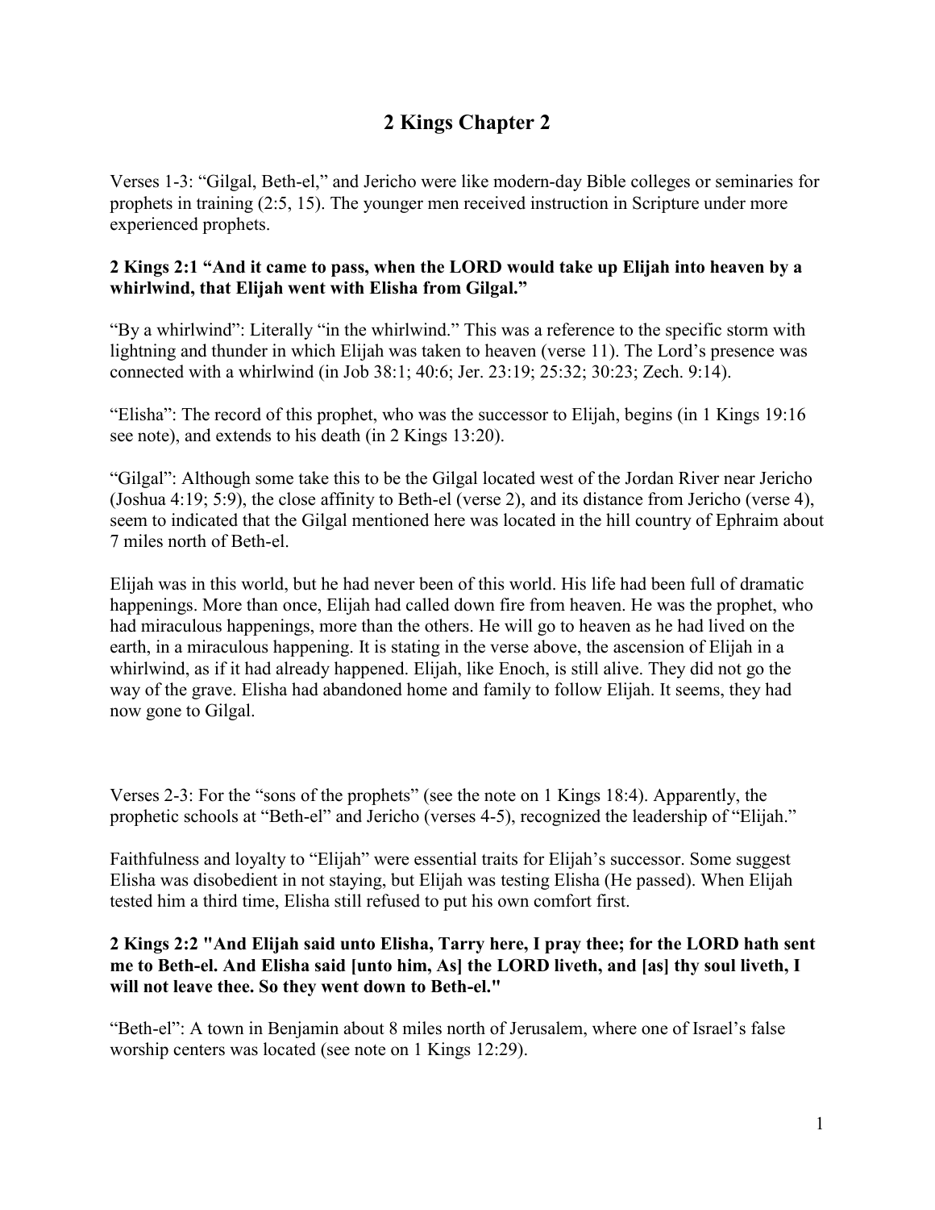# 2 Kings Chapter 2

Verses 1-3: “Gilgal, Beth-el,” and Jericho were like modern-day Bible colleges or seminaries for prophets in training (2:5, 15). The younger men received instruction in Scripture under more experienced prophets.

**2 Kings 2:1 “And it came to pass, when the LORD would take up Elijah into heaven by a whirlwind, that Elijah went with Elisha from Gilgal.”**

“By a whirlwind”: Literally “in the whirlwind.” This was a reference to the specific storm with lightning and thunder in which Elijah was taken to heaven (verse 11). The Lord’s presence was connected with a whirlwind (in Job 38:1; 40:6; Jer. 23:19; 25:32; 30:23; Zech. 9:14).

“Elisha”: The record of this prophet, who was the successor to Elijah, begins (in 1 Kings 19:16 see note), and extends to his death (in 2 Kings 13:20).

“Gilgal”: Although some take this to be the Gilgal located west of the Jordan River near Jericho (Joshua 4:19; 5:9), the close affinity to Beth-el (verse 2), and its distance from Jericho (verse 4), seem to indicated that the Gilgal mentioned here was located in the hill country of Ephraim about 7 miles north of Beth-el.

Elijah was in this world, but he had never been of this world. His life had been full of dramatic happenings. More than once, Elijah had called down fire from heaven. He was the prophet, who had miraculous happenings, more than the others. He will go to heaven as he had lived on the earth, in a miraculous happening. It is stating in the verse above, the ascension of Elijah in a whirlwind, as if it had already happened. Elijah, like Enoch, is still alive. They did not go the way of the grave. Elisha had abandoned home and family to follow Elijah. It seems, they had now gone to Gilgal.

Verses 2-3: For the “sons of the prophets” (see the note on 1 Kings 18:4). Apparently, the prophetic schools at “Beth-el” and Jericho (verses 4-5), recognized the leadership of “Elijah.”

Faithfulness and loyalty to “Elijah” were essential traits for Elijah’s successor. Some suggest Elisha was disobedient in not staying, but Elijah was testing Elisha (He passed). When Elijah tested him a third time, Elisha still refused to put his own comfort first.

**2 Kings 2:2 "And Elijah said unto Elisha, Tarry here, I pray thee; for the LORD hath sent me to Beth-el. And Elisha said [unto him, As] the LORD liveth, and [as] thy soul liveth, I will not leave thee. So they went down to Beth-el."**

“Beth-el”: A town in Benjamin about 8 miles north of Jerusalem, where one of Israel’s false worship centers was located (see note on 1 Kings 12:29).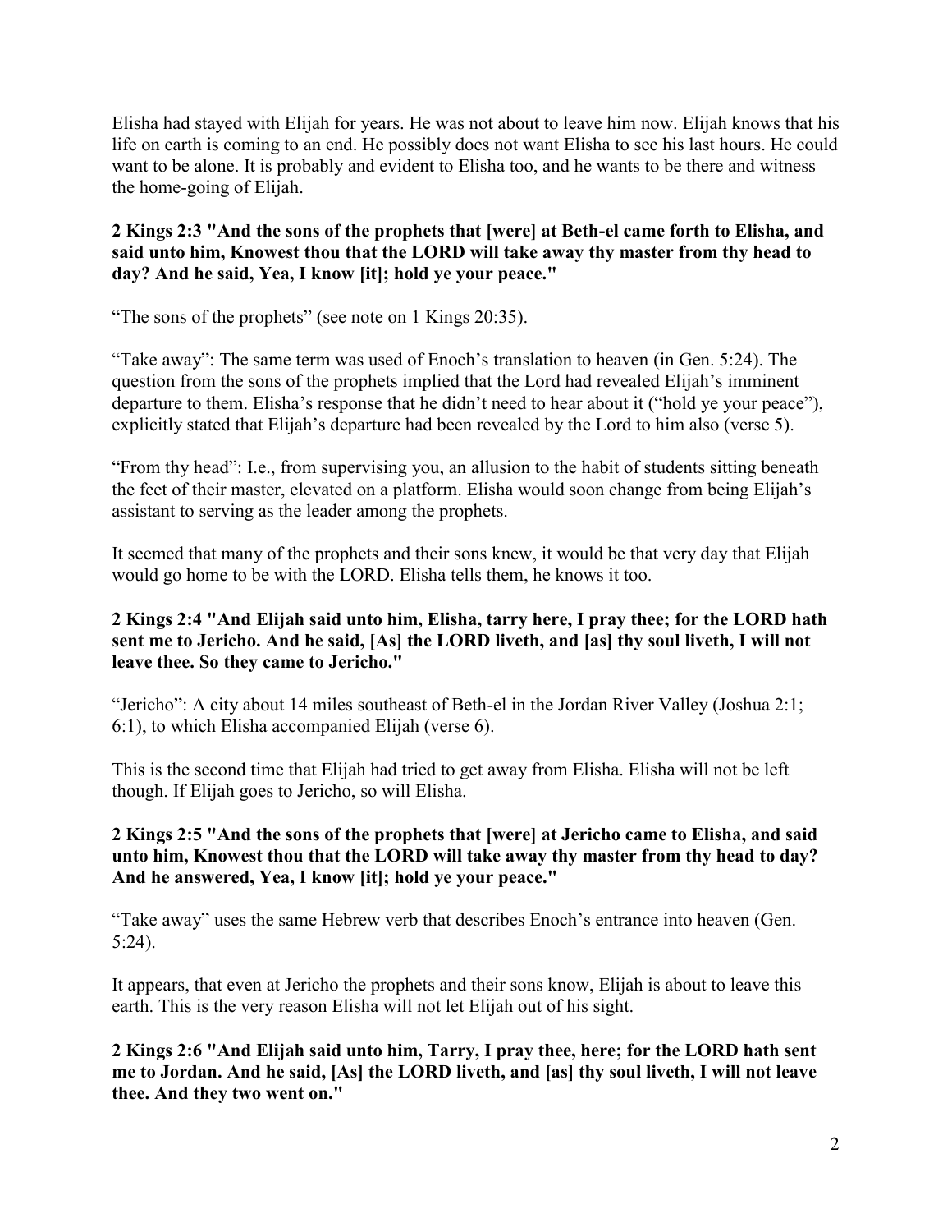Elisha had stayed with Elijah for years. He was not about to leave him now. Elijah knows that his life on earth is coming to an end. He possibly does not want Elisha to see his last hours. He could want to be alone. It is probably and evident to Elisha too, and he wants to be there and witness the home-going of Elijah.

**2 Kings 2:3 "And the sons of the prophets that [were] at Beth-el came forth to Elisha, and said unto him, Knowest thou that the LORD will take away thy master from thy head to day? And he said, Yea, I know [it]; hold ye your peace."**

"The sons of the prophets" (see note on 1 Kings 20:35).

"Take away": The same term was used of Enoch's translation to heaven (in Gen. 5:24). The question from the sons of the prophets implied that the Lord had revealed Elijah's imminent departure to them. Elisha's response that he didn't need to hear about it ("hold ye your peace"), explicitly stated that Elijah's departure had been revealed by the Lord to him also (verse 5).

"From thy head": I.e., from supervising you, an allusion to the habit of students sitting beneath the feet of their master, elevated on a platform. Elisha would soon change from being Elijah's assistant to serving as the leader among the prophets.

It seemed that many of the prophets and their sons knew, it would be that very day that Elijah would go home to be with the LORD. Elisha tells them, he knows it too.

**2 Kings 2:4 "And Elijah said unto him, Elisha, tarry here, I pray thee; for the LORD hath sent me to Jericho. And he said, [As] the LORD liveth, and [as] thy soul liveth, I will not leave thee. So they came to Jericho."**

"Jericho": A city about 14 miles southeast of Beth-el in the Jordan River Valley (Joshua 2:1; 6:1), to which Elisha accompanied Elijah (verse 6).

This is the second time that Elijah had tried to get away from Elisha. Elisha will not be left though. If Elijah goes to Jericho, so will Elisha.

**2 Kings 2:5 "And the sons of the prophets that [were] at Jericho came to Elisha, and said unto him, Knowest thou that the LORD will take away thy master from thy head to day? And he answered, Yea, I know [it]; hold ye your peace."**

"Take away" uses the same Hebrew verb that describes Enoch's entrance into heaven (Gen. 5:24).

It appears, that even at Jericho the prophets and their sons know, Elijah is about to leave this earth. This is the very reason Elisha will not let Elijah out of his sight.

**2 Kings 2:6 "And Elijah said unto him, Tarry, I pray thee, here; for the LORD hath sent me to Jordan. And he said, [As] the LORD liveth, and [as] thy soul liveth, I will not leave thee. And they two went on."**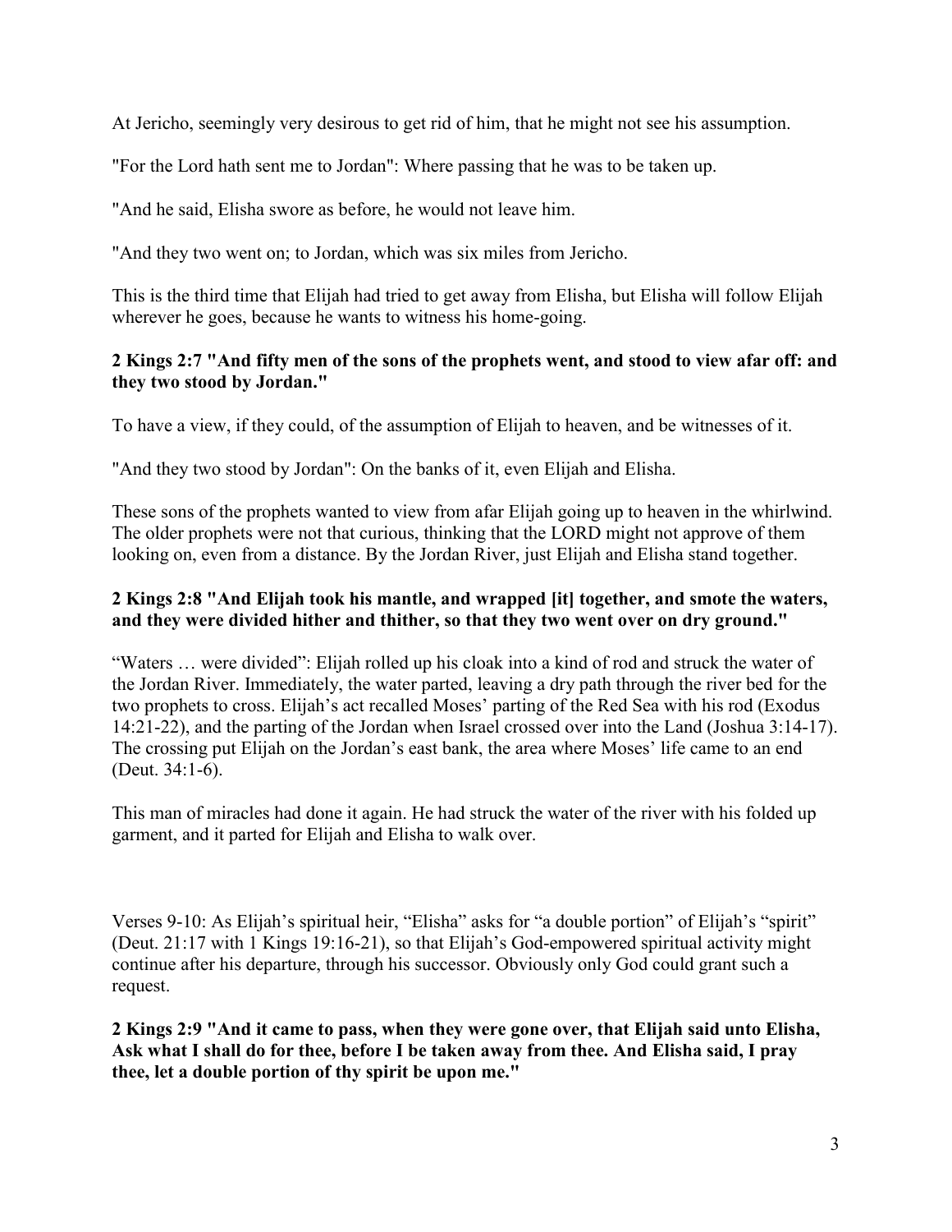At Jericho, seemingly very desirous to get rid of him, that he might not see his assumption.

"For the Lord hath sent me to Jordan": Where passing that he was to be taken up.

"And he said, Elisha swore as before, he would not leave him.

"And they two went on; to Jordan, which was six miles from Jericho.

This is the third time that Elijah had tried to get away from Elisha, but Elisha will follow Elijah wherever he goes, because he wants to witness his home-going.

**2 Kings 2:7 "And fifty men of the sons of the prophets went, and stood to view afar off: and they two stood by Jordan."**

To have a view, if they could, of the assumption of Elijah to heaven, and be witnesses of it.

"And they two stood by Jordan": On the banks of it, even Elijah and Elisha.

These sons of the prophets wanted to view from afar Elijah going up to heaven in the whirlwind. The older prophets were not that curious, thinking that the LORD might not approve of them looking on, even from a distance. By the Jordan River, just Elijah and Elisha stand together.

**2 Kings 2:8 "And Elijah took his mantle, and wrapped [it] together, and smote the waters, and they were divided hither and thither, so that they two went over on dry ground."**

"Waters … were divided": Elijah rolled up his cloak into a kind of rod and struck the water of the Jordan River. Immediately, the water parted, leaving a dry path through the river bed for the two prophets to cross. Elijah's act recalled Moses' parting of the Red Sea with his rod (Exodus 14:21-22), and the parting of the Jordan when Israel crossed over into the Land (Joshua 3:14-17). The crossing put Elijah on the Jordan's east bank, the area where Moses' life came to an end (Deut. 34:1-6).

This man of miracles had done it again. He had struck the water of the river with his folded up garment, and it parted for Elijah and Elisha to walk over.

Verses 9-10: As Elijah's spiritual heir, "Elisha" asks for "a double portion" of Elijah's "spirit" (Deut. 21:17 with 1 Kings 19:16-21), so that Elijah's God-empowered spiritual activity might continue after his departure, through his successor. Obviously only God could grant such a request.

**2 Kings 2:9 "And it came to pass, when they were gone over, that Elijah said unto Elisha, Ask what I shall do for thee, before I be taken away from thee. And Elisha said, I pray thee, let a double portion of thy spirit be upon me."**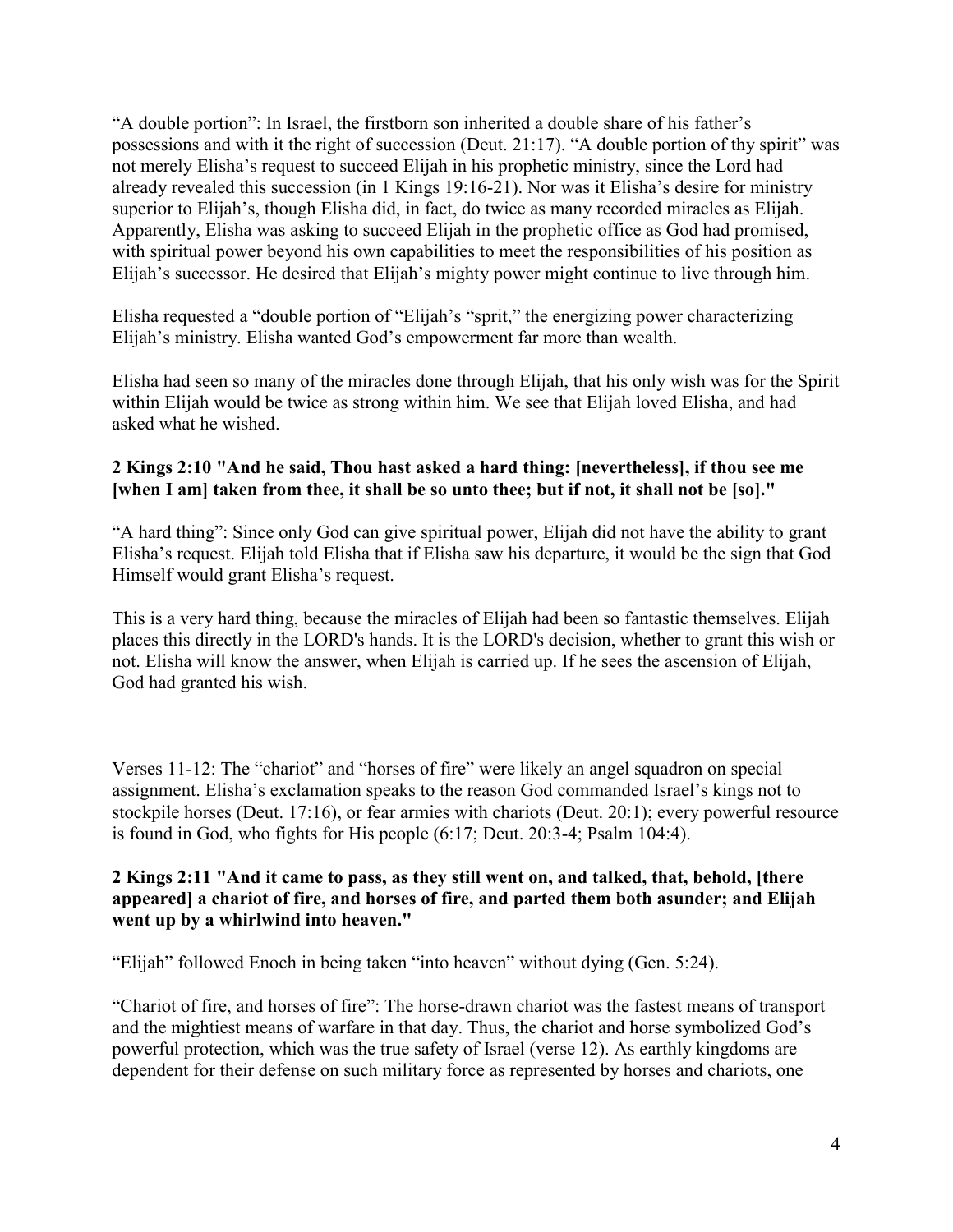“A double portion”: In Israel, the firstborn son inherited a double share of his father’s possessions and with it the right of succession (Deut. 21:17). “A double portion of thy spirit” was not merely Elisha’s request to succeed Elijah in his prophetic ministry, since the Lord had already revealed this succession (in 1 Kings 19:16-21). Nor was it Elisha’s desire for ministry superior to Elijah’s, though Elisha did, in fact, do twice as many recorded miracles as Elijah. Apparently, Elisha was asking to succeed Elijah in the prophetic office as God had promised, with spiritual power beyond his own capabilities to meet the responsibilities of his position as Elijah’s successor. He desired that Elijah’s mighty power might continue to live through him.

Elisha requested a “double portion of “Elijah’s “sprit,” the energizing power characterizing Elijah’s ministry. Elisha wanted God’s empowerment far more than wealth.

Elisha had seen so many of the miracles done through Elijah, that his only wish was for the Spirit within Elijah would be twice as strong within him. We see that Elijah loved Elisha, and had asked what he wished.

**2 Kings 2:10 "And he said, Thou hast asked a hard thing: [nevertheless], if thou see me [when I am] taken from thee, it shall be so unto thee; but if not, it shall not be [so]."**

“A hard thing”: Since only God can give spiritual power, Elijah did not have the ability to grant Elisha’s request. Elijah told Elisha that if Elisha saw his departure, it would be the sign that God Himself would grant Elisha’s request.

This is a very hard thing, because the miracles of Elijah had been so fantastic themselves. Elijah places this directly in the LORD's hands. It is the LORD's decision, whether to grant this wish or not. Elisha will know the answer, when Elijah is carried up. If he sees the ascension of Elijah, God had granted his wish.

Verses 11-12: The “chariot” and “horses of fire” were likely an angel squadron on special assignment. Elisha’s exclamation speaks to the reason God commanded Israel’s kings not to stockpile horses (Deut. 17:16), or fear armies with chariots (Deut. 20:1); every powerful resource is found in God, who fights for His people (6:17; Deut. 20:3-4; Psalm 104:4).

**2 Kings 2:11 "And it came to pass, as they still went on, and talked, that, behold, [there appeared] a chariot of fire, and horses of fire, and parted them both asunder; and Elijah went up by a whirlwind into heaven."**

“Elijah” followed Enoch in being taken “into heaven” without dying (Gen. 5:24).

“Chariot of fire, and horses of fire”: The horse-drawn chariot was the fastest means of transport and the mightiest means of warfare in that day. Thus, the chariot and horse symbolized God’s powerful protection, which was the true safety of Israel (verse 12). As earthly kingdoms are dependent for their defense on such military force as represented by horses and chariots, one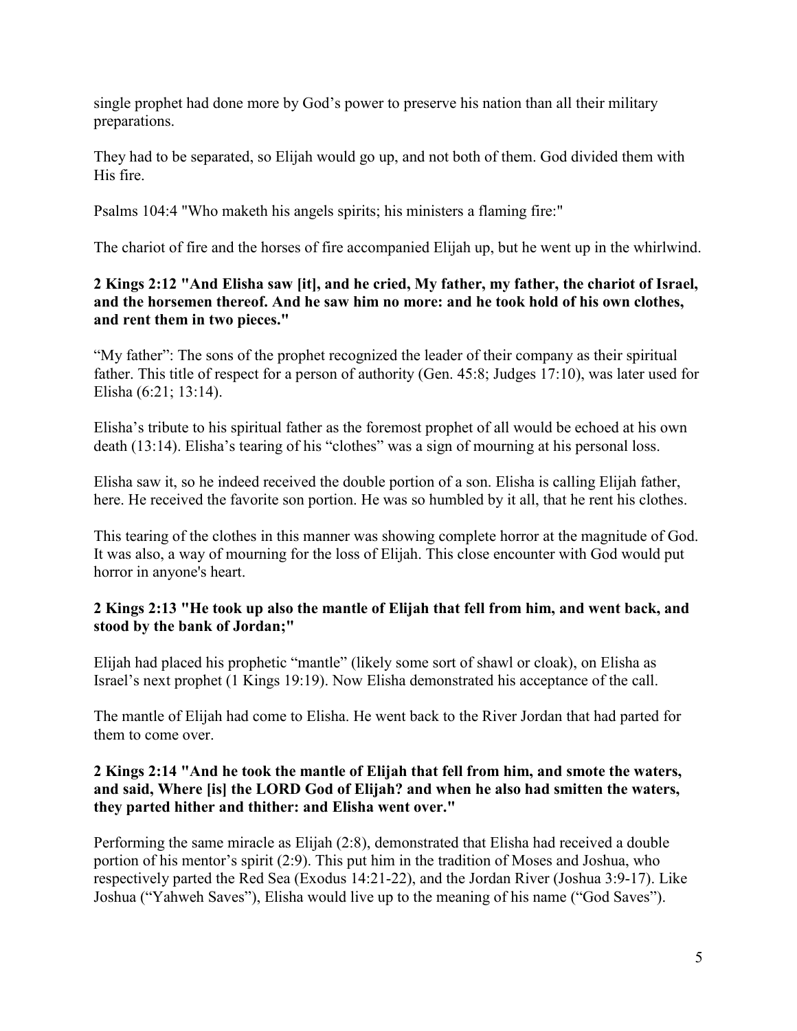single prophet had done more by God's power to preserve his nation than all their military preparations.

They had to be separated, so Elijah would go up, and not both of them. God divided them with His fire.

Psalms 104:4 "Who maketh his angels spirits; his ministers a flaming fire:"

The chariot of fire and the horses of fire accompanied Elijah up, but he went up in the whirlwind.

**2 Kings 2:12 "And Elisha saw [it], and he cried, My father, my father, the chariot of Israel, and the horsemen thereof. And he saw him no more: and he took hold of his own clothes, and rent them in two pieces."**

"My father": The sons of the prophet recognized the leader of their company as their spiritual father. This title of respect for a person of authority (Gen. 45:8; Judges 17:10), was later used for Elisha (6:21; 13:14).

Elisha's tribute to his spiritual father as the foremost prophet of all would be echoed at his own death (13:14). Elisha's tearing of his "clothes" was a sign of mourning at his personal loss.

Elisha saw it, so he indeed received the double portion of a son. Elisha is calling Elijah father, here. He received the favorite son portion. He was so humbled by it all, that he rent his clothes.

This tearing of the clothes in this manner was showing complete horror at the magnitude of God. It was also, a way of mourning for the loss of Elijah. This close encounter with God would put horror in anyone's heart.

**2 Kings 2:13 "He took up also the mantle of Elijah that fell from him, and went back, and stood by the bank of Jordan;"**

Elijah had placed his prophetic "mantle" (likely some sort of shawl or cloak), on Elisha as Israel's next prophet (1 Kings 19:19). Now Elisha demonstrated his acceptance of the call.

The mantle of Elijah had come to Elisha. He went back to the River Jordan that had parted for them to come over.

**2 Kings 2:14 "And he took the mantle of Elijah that fell from him, and smote the waters, and said, Where [is] the LORD God of Elijah? and when he also had smitten the waters, they parted hither and thither: and Elisha went over."**

Performing the same miracle as Elijah (2:8), demonstrated that Elisha had received a double portion of his mentor's spirit (2:9). This put him in the tradition of Moses and Joshua, who respectively parted the Red Sea (Exodus 14:21-22), and the Jordan River (Joshua 3:9-17). Like Joshua ("Yahweh Saves"), Elisha would live up to the meaning of his name ("God Saves").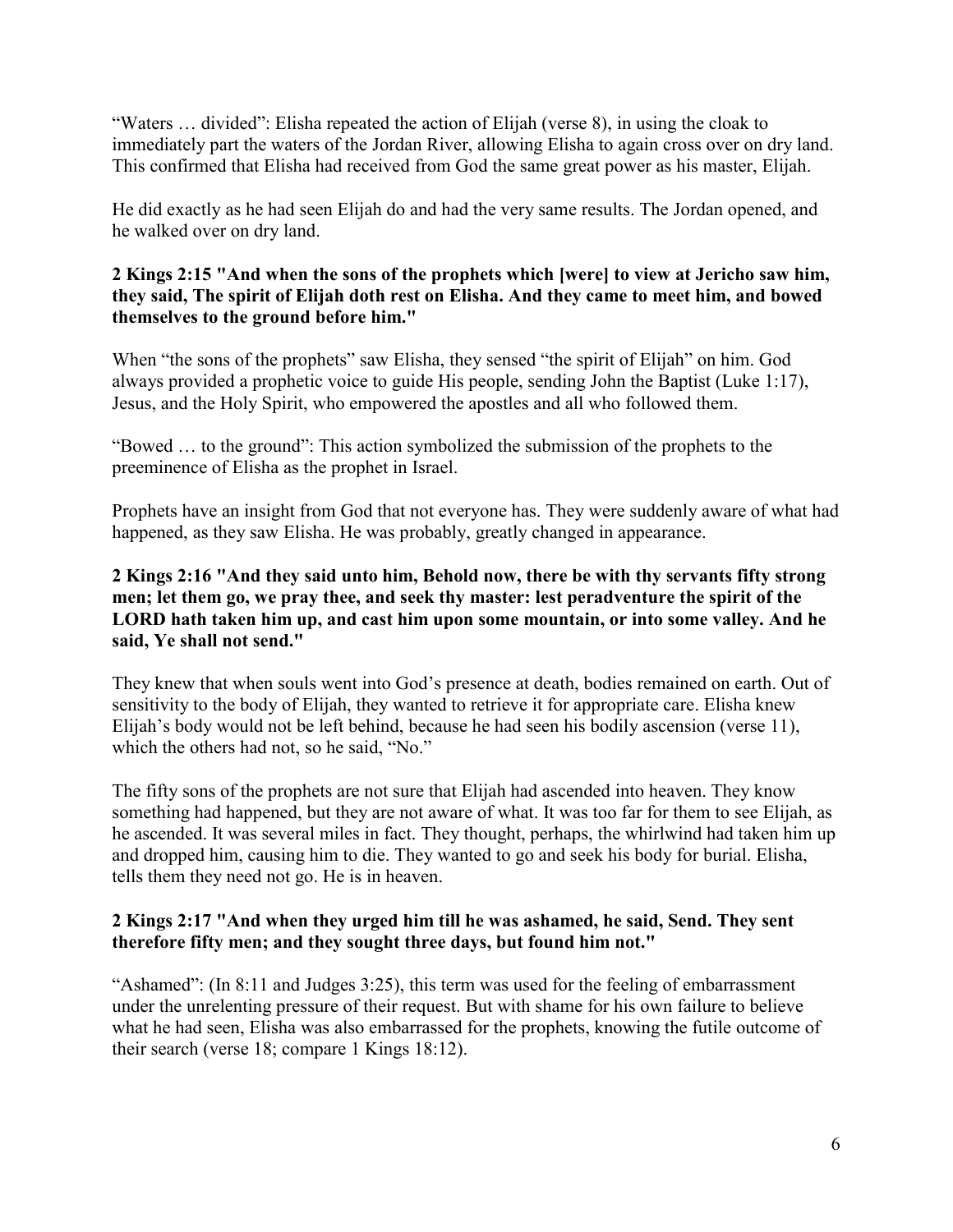"Waters … divided": Elisha repeated the action of Elijah (verse 8), in using the cloak to immediately part the waters of the Jordan River, allowing Elisha to again cross over on dry land. This confirmed that Elisha had received from God the same great power as his master, Elijah.

He did exactly as he had seen Elijah do and had the very same results. The Jordan opened, and he walked over on dry land.

**2 Kings 2:15 "And when the sons of the prophets which [were] to view at Jericho saw him, they said, The spirit of Elijah doth rest on Elisha. And they came to meet him, and bowed themselves to the ground before him."**

When "the sons of the prophets" saw Elisha, they sensed "the spirit of Elijah" on him. God always provided a prophetic voice to guide His people, sending John the Baptist (Luke 1:17), Jesus, and the Holy Spirit, who empowered the apostles and all who followed them.

"Bowed … to the ground": This action symbolized the submission of the prophets to the preeminence of Elisha as the prophet in Israel.

Prophets have an insight from God that not everyone has. They were suddenly aware of what had happened, as they saw Elisha. He was probably, greatly changed in appearance.

**2 Kings 2:16 "And they said unto him, Behold now, there be with thy servants fifty strong men; let them go, we pray thee, and seek thy master: lest peradventure the spirit of the LORD hath taken him up, and cast him upon some mountain, or into some valley. And he said, Ye shall not send."**

They knew that when souls went into God's presence at death, bodies remained on earth. Out of sensitivity to the body of Elijah, they wanted to retrieve it for appropriate care. Elisha knew Elijah's body would not be left behind, because he had seen his bodily ascension (verse 11), which the others had not, so he said, "No."

The fifty sons of the prophets are not sure that Elijah had ascended into heaven. They know something had happened, but they are not aware of what. It was too far for them to see Elijah, as he ascended. It was several miles in fact. They thought, perhaps, the whirlwind had taken him up and dropped him, causing him to die. They wanted to go and seek his body for burial. Elisha, tells them they need not go. He is in heaven.

**2 Kings 2:17 "And when they urged him till he was ashamed, he said, Send. They sent therefore fifty men; and they sought three days, but found him not."**

"Ashamed": (In 8:11 and Judges 3:25), this term was used for the feeling of embarrassment under the unrelenting pressure of their request. But with shame for his own failure to believe what he had seen, Elisha was also embarrassed for the prophets, knowing the futile outcome of their search (verse 18; compare 1 Kings 18:12).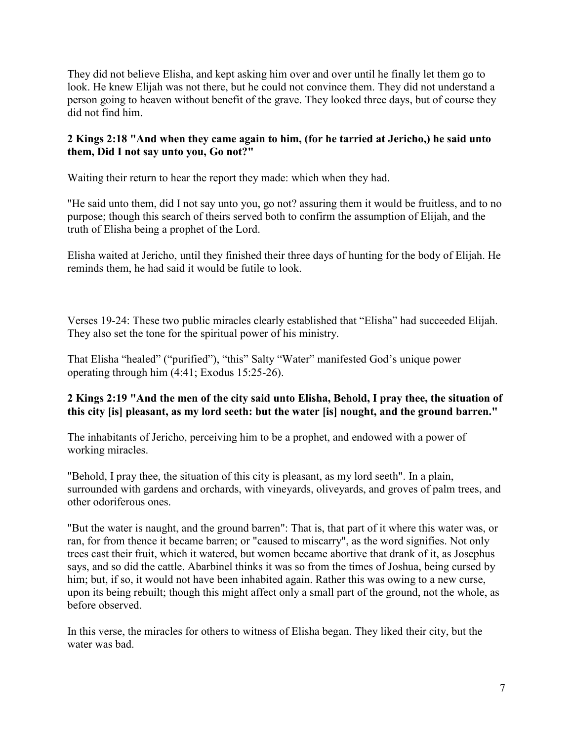They did not believe Elisha, and kept asking him over and over until he finally let them go to look. He knew Elijah was not there, but he could not convince them. They did not understand a person going to heaven without benefit of the grave. They looked three days, but of course they did not find him.

**2 Kings 2:18 "And when they came again to him, (for he tarried at Jericho,) he said unto them, Did I not say unto you, Go not?"**

Waiting their return to hear the report they made: which when they had.

"He said unto them, did I not say unto you, go not? assuring them it would be fruitless, and to no purpose; though this search of theirs served both to confirm the assumption of Elijah, and the truth of Elisha being a prophet of the Lord.

Elisha waited at Jericho, until they finished their three days of hunting for the body of Elijah. He reminds them, he had said it would be futile to look.

Verses 19-24: These two public miracles clearly established that "Elisha" had succeeded Elijah. They also set the tone for the spiritual power of his ministry.

That Elisha "healed" ("purified"), "this" Salty "Water" manifested God's unique power operating through him (4:41; Exodus 15:25-26).

**2 Kings 2:19 "And the men of the city said unto Elisha, Behold, I pray thee, the situation of this city [is] pleasant, as my lord seeth: but the water [is] nought, and the ground barren."**

The inhabitants of Jericho, perceiving him to be a prophet, and endowed with a power of working miracles.

"Behold, I pray thee, the situation of this city is pleasant, as my lord seeth". In a plain, surrounded with gardens and orchards, with vineyards, oliveyards, and groves of palm trees, and other odoriferous ones.

"But the water is naught, and the ground barren": That is, that part of it where this water was, or ran, for from thence it became barren; or "caused to miscarry", as the word signifies. Not only trees cast their fruit, which it watered, but women became abortive that drank of it, as Josephus says, and so did the cattle. Abarbinel thinks it was so from the times of Joshua, being cursed by him; but, if so, it would not have been inhabited again. Rather this was owing to a new curse, upon its being rebuilt; though this might affect only a small part of the ground, not the whole, as before observed.

In this verse, the miracles for others to witness of Elisha began. They liked their city, but the water was bad.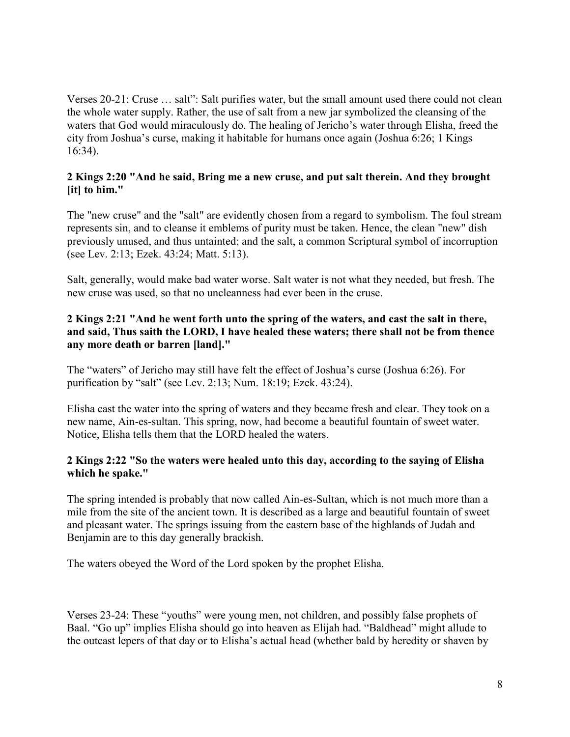Verses 20-21: Cruse … salt": Salt purifies water, but the small amount used there could not clean the whole water supply. Rather, the use of salt from a new jar symbolized the cleansing of the waters that God would miraculously do. The healing of Jericho's water through Elisha, freed the city from Joshua's curse, making it habitable for humans once again (Joshua 6:26; 1 Kings 16:34).

**2 Kings 2:20 "And he said, Bring me a new cruse, and put salt therein. And they brought [it] to him."**

The "new cruse" and the "salt" are evidently chosen from a regard to symbolism. The foul stream represents sin, and to cleanse it emblems of purity must be taken. Hence, the clean "new" dish previously unused, and thus untainted; and the salt, a common Scriptural symbol of incorruption (see Lev. 2:13; Ezek. 43:24; Matt. 5:13).

Salt, generally, would make bad water worse. Salt water is not what they needed, but fresh. The new cruse was used, so that no uncleanness had ever been in the cruse.

**2 Kings 2:21 "And he went forth unto the spring of the waters, and cast the salt in there, and said, Thus saith the LORD, I have healed these waters; there shall not be from thence any more death or barren [land]."**

The "waters" of Jericho may still have felt the effect of Joshua's curse (Joshua 6:26). For purification by "salt" (see Lev. 2:13; Num. 18:19; Ezek. 43:24).

Elisha cast the water into the spring of waters and they became fresh and clear. They took on a new name, Ain-es-sultan. This spring, now, had become a beautiful fountain of sweet water. Notice, Elisha tells them that the LORD healed the waters.

**2 Kings 2:22 "So the waters were healed unto this day, according to the saying of Elisha which he spake."**

The spring intended is probably that now called Ain-es-Sultan, which is not much more than a mile from the site of the ancient town. It is described as a large and beautiful fountain of sweet and pleasant water. The springs issuing from the eastern base of the highlands of Judah and Benjamin are to this day generally brackish.

The waters obeyed the Word of the Lord spoken by the prophet Elisha.

Verses 23-24: These "youths" were young men, not children, and possibly false prophets of Baal. "Go up" implies Elisha should go into heaven as Elijah had. "Baldhead" might allude to the outcast lepers of that day or to Elisha's actual head (whether bald by heredity or shaven by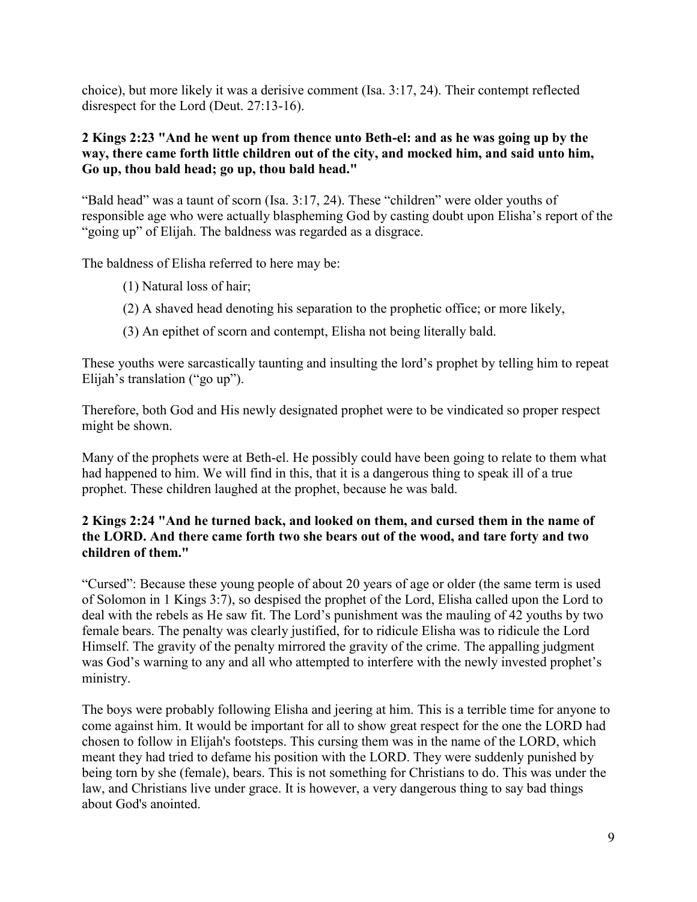choice), but more likely it was a derisive comment (Isa. 3:17, 24). Their contempt reflected disrespect for the Lord (Deut. 27:13-16).

**2 Kings 2:23 "And he went up from thence unto Beth-el: and as he was going up by the way, there came forth little children out of the city, and mocked him, and said unto him, Go up, thou bald head; go up, thou bald head."**

"Bald head" was a taunt of scorn (Isa. 3:17, 24). These "children" were older youths of responsible age who were actually blaspheming God by casting doubt upon Elisha's report of the "going up" of Elijah. The baldness was regarded as a disgrace.

The baldness of Elisha referred to here may be:

(1) Natural loss of hair;

(2) A shaved head denoting his separation to the prophetic office; or more likely,

(3) An epithet of scorn and contempt, Elisha not being literally bald.

These youths were sarcastically taunting and insulting the lord's prophet by telling him to repeat Elijah's translation ("go up").

Therefore, both God and His newly designated prophet were to be vindicated so proper respect might be shown.

Many of the prophets were at Beth-el. He possibly could have been going to relate to them what had happened to him. We will find in this, that it is a dangerous thing to speak ill of a true prophet. These children laughed at the prophet, because he was bald.

**2 Kings 2:24 "And he turned back, and looked on them, and cursed them in the name of the LORD. And there came forth two she bears out of the wood, and tare forty and two children of them."**

"Cursed": Because these young people of about 20 years of age or older (the same term is used of Solomon in 1 Kings 3:7), so despised the prophet of the Lord, Elisha called upon the Lord to deal with the rebels as He saw fit. The Lord's punishment was the mauling of 42 youths by two female bears. The penalty was clearly justified, for to ridicule Elisha was to ridicule the Lord Himself. The gravity of the penalty mirrored the gravity of the crime. The appalling judgment was God's warning to any and all who attempted to interfere with the newly invested prophet's ministry.

The boys were probably following Elisha and jeering at him. This is a terrible time for anyone to come against him. It would be important for all to show great respect for the one the LORD had chosen to follow in Elijah's footsteps. This cursing them was in the name of the LORD, which meant they had tried to defame his position with the LORD. They were suddenly punished by being torn by she (female), bears. This is not something for Christians to do. This was under the law, and Christians live under grace. It is however, a very dangerous thing to say bad things about God's anointed.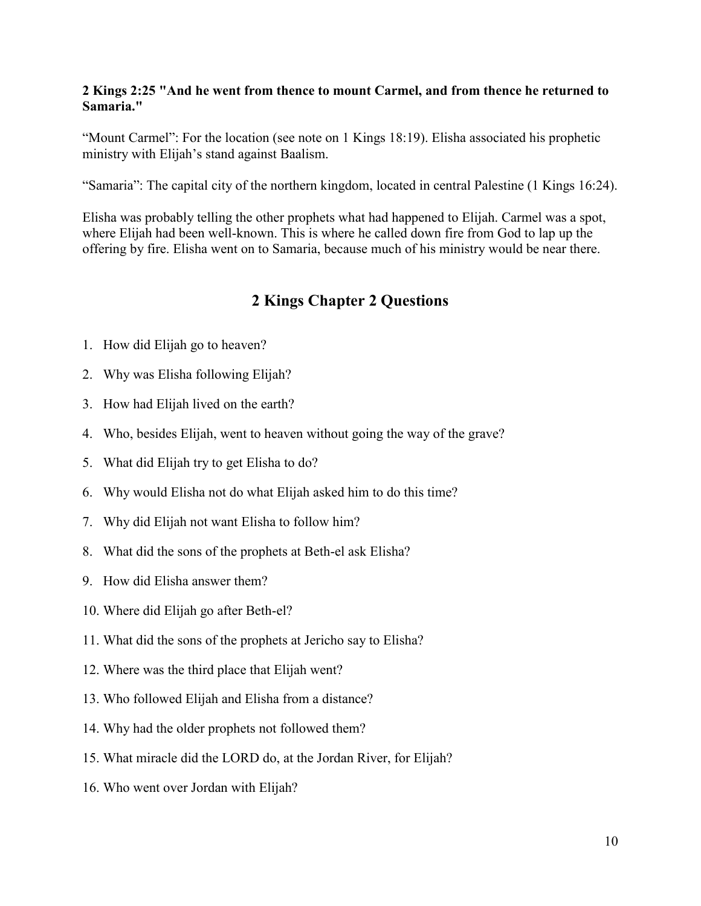**2 Kings 2:25 "And he went from thence to mount Carmel, and from thence he returned to Samaria."**

“Mount Carmel”: For the location (see note on 1 Kings 18:19). Elisha associated his prophetic ministry with Elijah’s stand against Baalism.

“Samaria”: The capital city of the northern kingdom, located in central Palestine (1 Kings 16:24).

Elisha was probably telling the other prophets what had happened to Elijah. Carmel was a spot, where Elijah had been well-known. This is where he called down fire from God to lap up the offering by fire. Elisha went on to Samaria, because much of his ministry would be near there.

## 2 Kings Chapter 2 Questions

1. How did Elijah go to heaven?
2. Why was Elisha following Elijah?
3. How had Elijah lived on the earth?
4. Who, besides Elijah, went to heaven without going the way of the grave?
5. What did Elijah try to get Elisha to do?
6. Why would Elisha not do what Elijah asked him to do this time?
7. Why did Elijah not want Elisha to follow him?
8. What did the sons of the prophets at Beth-el ask Elisha?
9. How did Elisha answer them?
10. Where did Elijah go after Beth-el?
11. What did the sons of the prophets at Jericho say to Elisha?
12. Where was the third place that Elijah went?
13. Who followed Elijah and Elisha from a distance?
14. Why had the older prophets not followed them?
15. What miracle did the LORD do, at the Jordan River, for Elijah?
16. Who went over Jordan with Elijah?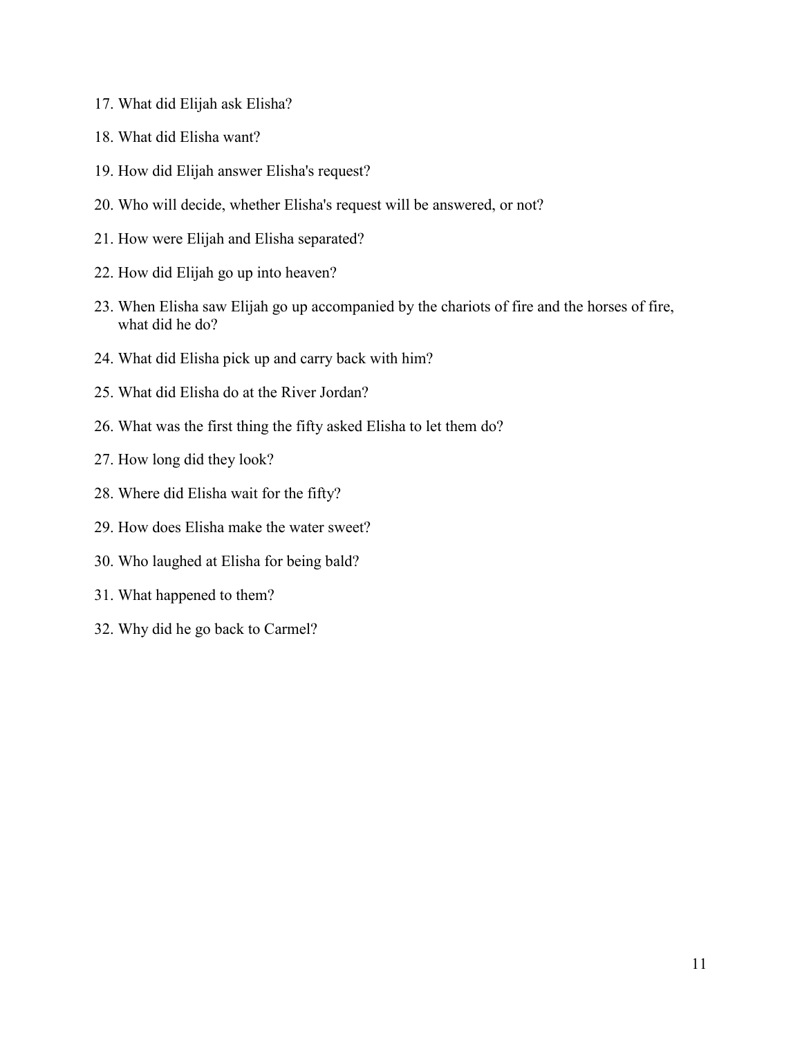17. What did Elijah ask Elisha?
18. What did Elisha want?
19. How did Elijah answer Elisha's request?
20. Who will decide, whether Elisha's request will be answered, or not?
21. How were Elijah and Elisha separated?
22. How did Elijah go up into heaven?
23. When Elisha saw Elijah go up accompanied by the chariots of fire and the horses of fire, what did he do?
24. What did Elisha pick up and carry back with him?
25. What did Elisha do at the River Jordan?
26. What was the first thing the fifty asked Elisha to let them do?
27. How long did they look?
28. Where did Elisha wait for the fifty?
29. How does Elisha make the water sweet?
30. Who laughed at Elisha for being bald?
31. What happened to them?
32. Why did he go back to Carmel?